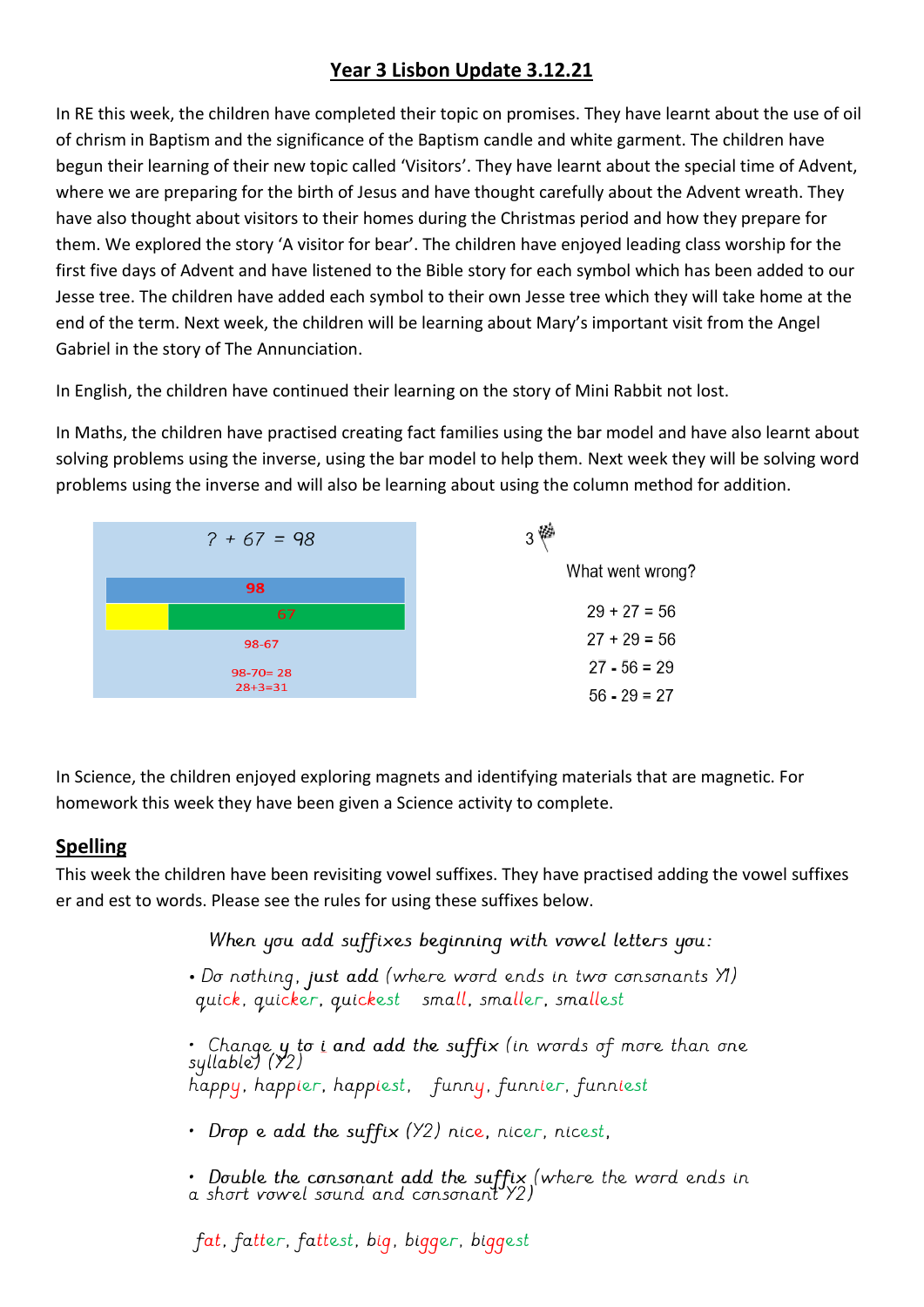# Year 3 Lisbon Update 3.12.21

In RE this week, the children have completed their topic on promises. They have learnt about the use of oil of chrism in Baptism and the significance of the Baptism candle and white garment. The children have begun their learning of their new topic called 'Visitors'. They have learnt about the special time of Advent, where we are preparing for the birth of Jesus and have thought carefully about the Advent wreath. They have also thought about visitors to their homes during the Christmas period and how they prepare for them. We explored the story 'A visitor for bear'. The children have enjoyed leading class worship for the first five days of Advent and have listened to the Bible story for each symbol which has been added to our Jesse tree. The children have added each symbol to their own Jesse tree which they will take home at the end of the term. Next week, the children will be learning about Mary's important visit from the Angel Gabriel in the story of The Annunciation.

In English, the children have continued their learning on the story of Mini Rabbit not lost.

In Maths, the children have practised creating fact families using the bar model and have also learnt about solving problems using the inverse, using the bar model to help them. Next week they will be solving word problems using the inverse and will also be learning about using the column method for addition.

? + 67 = 98

98

67

98-67

98-70= 28

28+3=31

3

What went wrong?

29 + 27 = 56

27 + 29 = 56

27 - 56 = 29

56 - 29 = 27

In Science, the children enjoyed exploring magnets and identifying materials that are magnetic. For homework this week they have been given a Science activity to complete.

## Spelling

This week the children have been revisiting vowel suffixes. They have practised adding the vowel suffixes er and est to words. Please see the rules for using these suffixes below.

*When you add suffixes beginning with vowel letters you:*

- *Do nothing, just add (where word ends in two consonants Y1)*
  *quick, quicker, quickest   small, smaller, smallest*
- *Change y to i and add the suffix (in words of more than one syllable) (Y2)*
  *happy, happier, happiest,   funny, funnier, funniest*
- *Drop e add the suffix (Y2) nice, nicer, nicest,*
- *Double the consonant add the suffix (where the word ends in a short vowel sound and consonant Y2)*

*fat, fatter, fattest, big, bigger, biggest*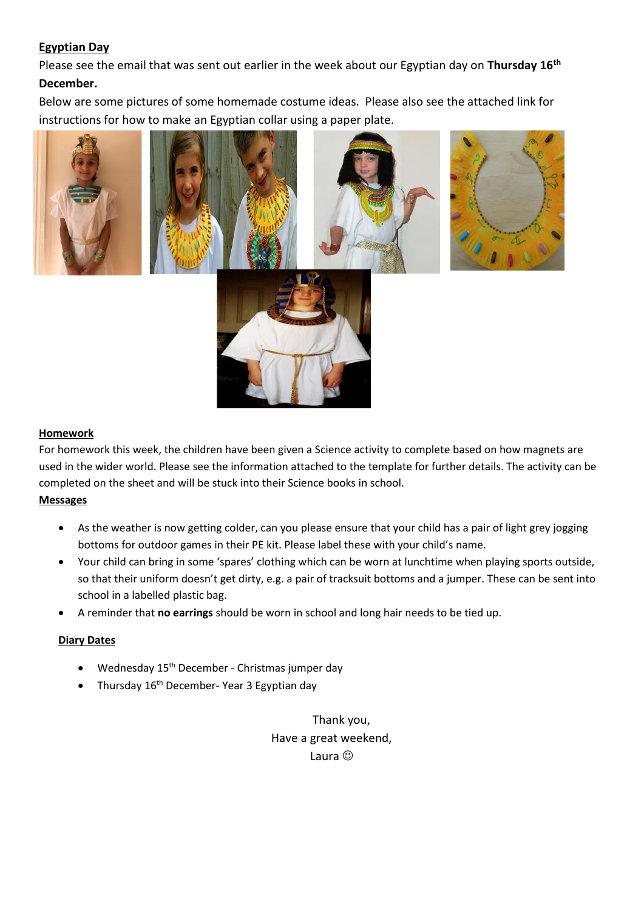**Egyptian Day**

Please see the email that was sent out earlier in the week about our Egyptian day on **Thursday 16th December.**

Below are some pictures of some homemade costume ideas. Please also see the attached link for instructions for how to make an Egyptian collar using a paper plate.

**Homework**

For homework this week, the children have been given a Science activity to complete based on how magnets are used in the wider world. Please see the information attached to the template for further details. The activity can be completed on the sheet and will be stuck into their Science books in school.

**Messages**

- As the weather is now getting colder, can you please ensure that your child has a pair of light grey jogging bottoms for outdoor games in their PE kit. Please label these with your child's name.
- Your child can bring in some 'spares' clothing which can be worn at lunchtime when playing sports outside, so that their uniform doesn't get dirty, e.g. a pair of tracksuit bottoms and a jumper. These can be sent into school in a labelled plastic bag.
- A reminder that **no earrings** should be worn in school and long hair needs to be tied up.

**Diary Dates**

- Wednesday 15th December - Christmas jumper day
- Thursday 16th December- Year 3 Egyptian day

Thank you,

Have a great weekend,

Laura ☺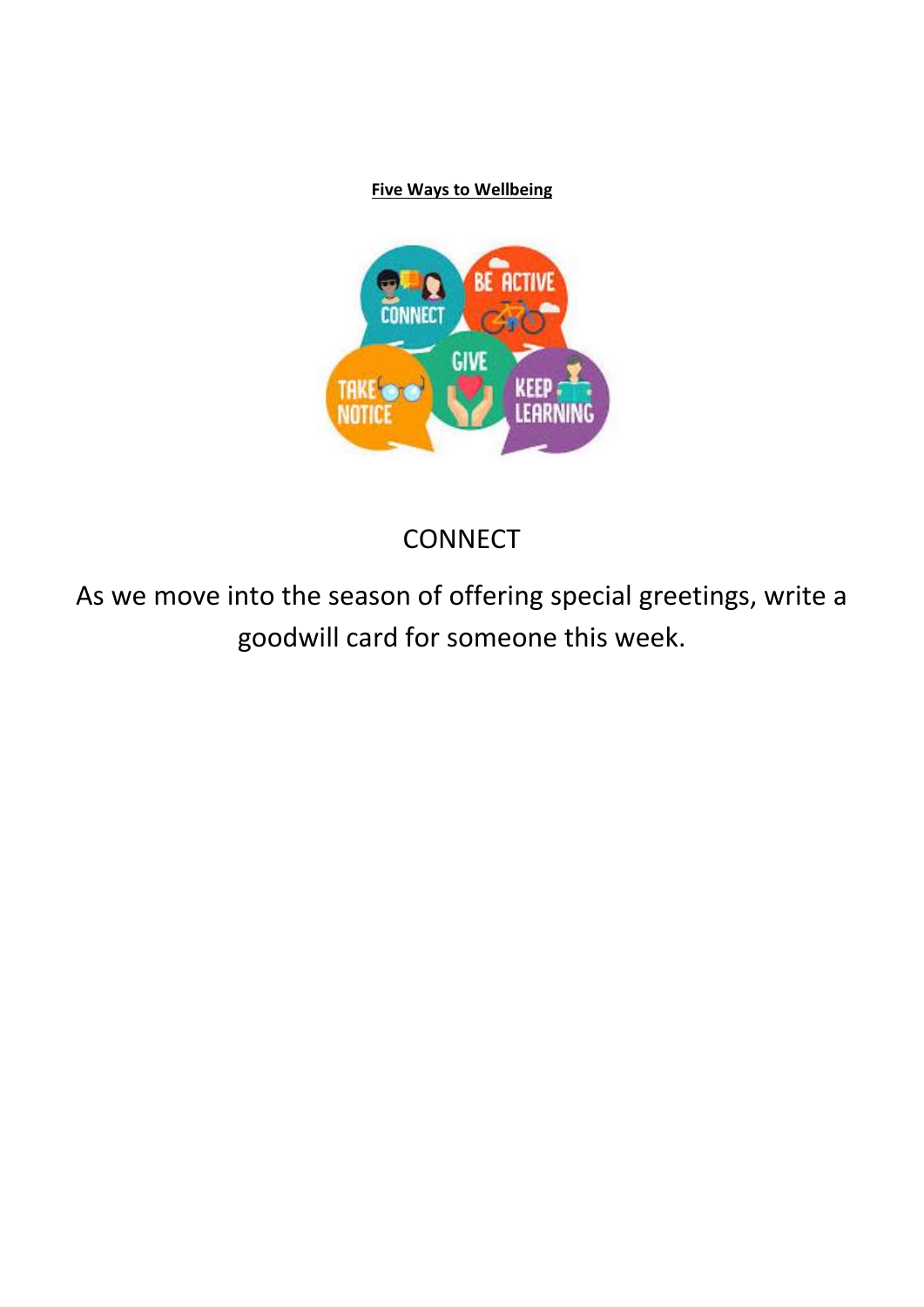**Five Ways to Wellbeing**

CONNECT

As we move into the season of offering special greetings, write a goodwill card for someone this week.